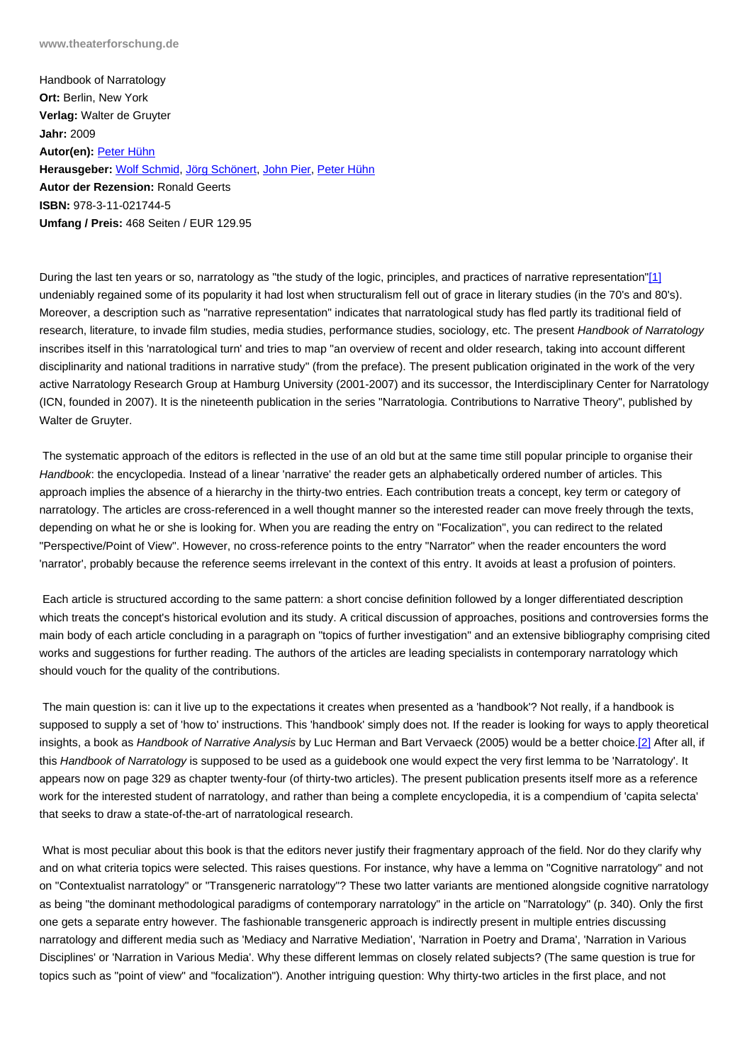Handbook of Narratology
**Ort:** Berlin, New York
**Verlag:** Walter de Gruyter
**Jahr:** 2009
**Autor(en):** Peter Hühn
**Herausgeber:** Wolf Schmid, Jörg Schönert, John Pier, Peter Hühn
**Autor der Rezension:** Ronald Geerts
**ISBN:** 978-3-11-021744-5
**Umfang / Preis:** 468 Seiten / EUR 129.95

During the last ten years or so, narratology as "the study of the logic, principles, and practices of narrative representation"[1] undeniably regained some of its popularity it had lost when structuralism fell out of grace in literary studies (in the 70's and 80's). Moreover, a description such as "narrative representation" indicates that narratological study has fled partly its traditional field of research, literature, to invade film studies, media studies, performance studies, sociology, etc. The present *Handbook of Narratology* inscribes itself in this 'narratological turn' and tries to map "an overview of recent and older research, taking into account different disciplinarity and national traditions in narrative study" (from the preface). The present publication originated in the work of the very active Narratology Research Group at Hamburg University (2001-2007) and its successor, the Interdisciplinary Center for Narratology (ICN, founded in 2007). It is the nineteenth publication in the series "Narratologia. Contributions to Narrative Theory", published by Walter de Gruyter.

The systematic approach of the editors is reflected in the use of an old but at the same time still popular principle to organise their *Handbook*: the encyclopedia. Instead of a linear 'narrative' the reader gets an alphabetically ordered number of articles. This approach implies the absence of a hierarchy in the thirty-two entries. Each contribution treats a concept, key term or category of narratology. The articles are cross-referenced in a well thought manner so the interested reader can move freely through the texts, depending on what he or she is looking for. When you are reading the entry on "Focalization", you can redirect to the related "Perspective/Point of View". However, no cross-reference points to the entry "Narrator" when the reader encounters the word 'narrator', probably because the reference seems irrelevant in the context of this entry. It avoids at least a profusion of pointers.

Each article is structured according to the same pattern: a short concise definition followed by a longer differentiated description which treats the concept's historical evolution and its study. A critical discussion of approaches, positions and controversies forms the main body of each article concluding in a paragraph on "topics of further investigation" and an extensive bibliography comprising cited works and suggestions for further reading. The authors of the articles are leading specialists in contemporary narratology which should vouch for the quality of the contributions.

The main question is: can it live up to the expectations it creates when presented as a 'handbook'? Not really, if a handbook is supposed to supply a set of 'how to' instructions. This 'handbook' simply does not. If the reader is looking for ways to apply theoretical insights, a book as *Handbook of Narrative Analysis* by Luc Herman and Bart Vervaeck (2005) would be a better choice.[2] After all, if this *Handbook of Narratology* is supposed to be used as a guidebook one would expect the very first lemma to be 'Narratology'. It appears now on page 329 as chapter twenty-four (of thirty-two articles). The present publication presents itself more as a reference work for the interested student of narratology, and rather than being a complete encyclopedia, it is a compendium of 'capita selecta' that seeks to draw a state-of-the-art of narratological research.

What is most peculiar about this book is that the editors never justify their fragmentary approach of the field. Nor do they clarify why and on what criteria topics were selected. This raises questions. For instance, why have a lemma on "Cognitive narratology" and not on "Contextualist narratology" or "Transgeneric narratology"? These two latter variants are mentioned alongside cognitive narratology as being "the dominant methodological paradigms of contemporary narratology" in the article on "Narratology" (p. 340). Only the first one gets a separate entry however. The fashionable transgeneric approach is indirectly present in multiple entries discussing narratology and different media such as 'Mediacy and Narrative Mediation', 'Narration in Poetry and Drama', 'Narration in Various Disciplines' or 'Narration in Various Media'. Why these different lemmas on closely related subjects? (The same question is true for topics such as "point of view" and "focalization"). Another intriguing question: Why thirty-two articles in the first place, and not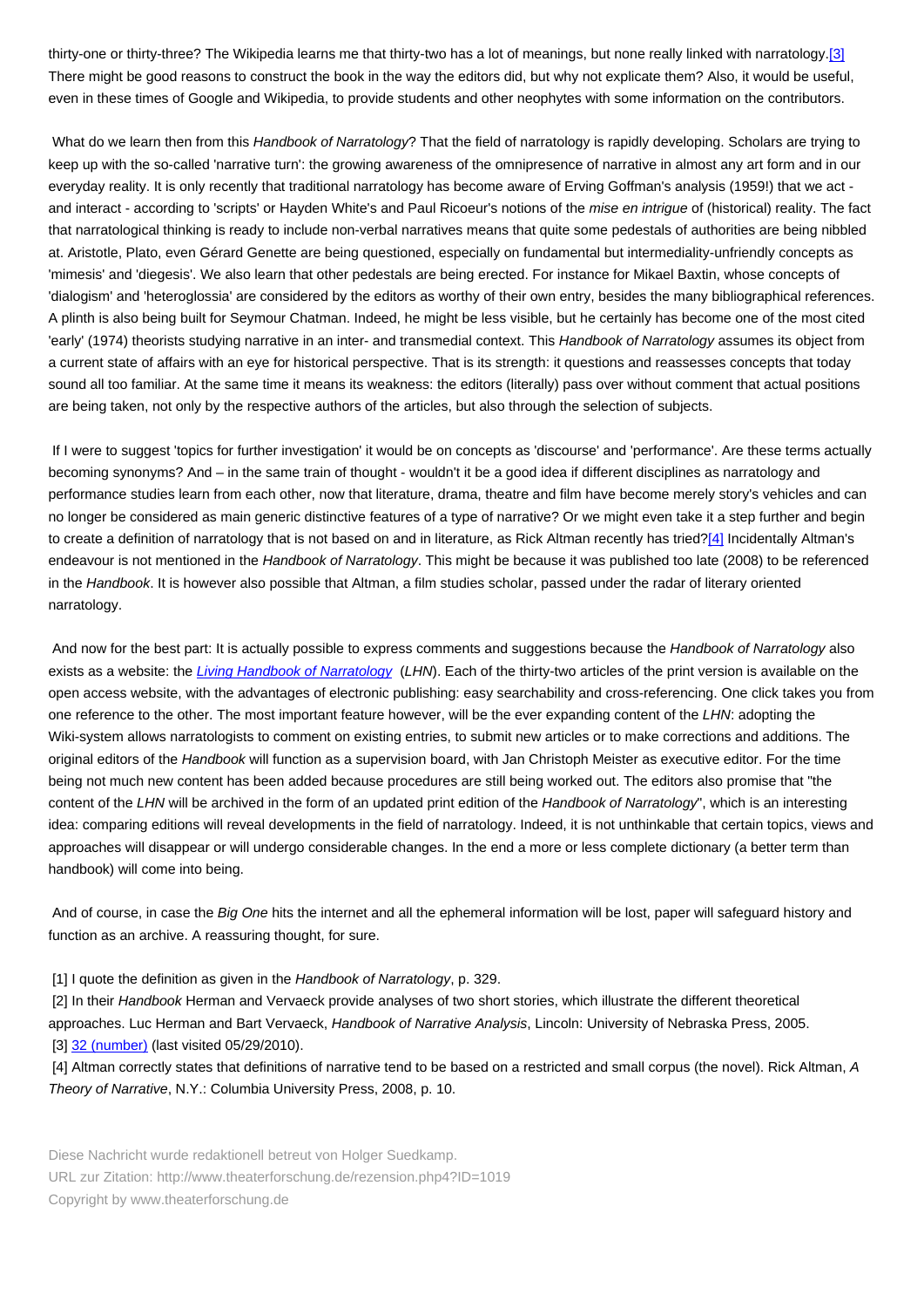thirty-one or thirty-three? The Wikipedia learns me that thirty-two has a lot of meanings, but none really linked with narratology.[3] There might be good reasons to construct the book in the way the editors did, but why not explicate them? Also, it would be useful, even in these times of Google and Wikipedia, to provide students and other neophytes with some information on the contributors.

What do we learn then from this *Handbook of Narratology*? That the field of narratology is rapidly developing. Scholars are trying to keep up with the so-called 'narrative turn': the growing awareness of the omnipresence of narrative in almost any art form and in our everyday reality. It is only recently that traditional narratology has become aware of Erving Goffman's analysis (1959!) that we act - and interact - according to 'scripts' or Hayden White's and Paul Ricoeur's notions of the *mise en intrigue* of (historical) reality. The fact that narratological thinking is ready to include non-verbal narratives means that quite some pedestals of authorities are being nibbled at. Aristotle, Plato, even Gérard Genette are being questioned, especially on fundamental but intermediality-unfriendly concepts as 'mimesis' and 'diegesis'. We also learn that other pedestals are being erected. For instance for Mikael Baxtin, whose concepts of 'dialogism' and 'heteroglossia' are considered by the editors as worthy of their own entry, besides the many bibliographical references. A plinth is also being built for Seymour Chatman. Indeed, he might be less visible, but he certainly has become one of the most cited 'early' (1974) theorists studying narrative in an inter- and transmedial context. This *Handbook of Narratology* assumes its object from a current state of affairs with an eye for historical perspective. That is its strength: it questions and reassesses concepts that today sound all too familiar. At the same time it means its weakness: the editors (literally) pass over without comment that actual positions are being taken, not only by the respective authors of the articles, but also through the selection of subjects.

If I were to suggest 'topics for further investigation' it would be on concepts as 'discourse' and 'performance'. Are these terms actually becoming synonyms? And – in the same train of thought - wouldn't it be a good idea if different disciplines as narratology and performance studies learn from each other, now that literature, drama, theatre and film have become merely story's vehicles and can no longer be considered as main generic distinctive features of a type of narrative? Or we might even take it a step further and begin to create a definition of narratology that is not based on and in literature, as Rick Altman recently has tried?[4] Incidentally Altman's endeavour is not mentioned in the *Handbook of Narratology*. This might be because it was published too late (2008) to be referenced in the *Handbook*. It is however also possible that Altman, a film studies scholar, passed under the radar of literary oriented narratology.

And now for the best part: It is actually possible to express comments and suggestions because the *Handbook of Narratology* also exists as a website: the *Living Handbook of Narratology* (*LHN*). Each of the thirty-two articles of the print version is available on the open access website, with the advantages of electronic publishing: easy searchability and cross-referencing. One click takes you from one reference to the other. The most important feature however, will be the ever expanding content of the *LHN*: adopting the Wiki-system allows narratologists to comment on existing entries, to submit new articles or to make corrections and additions. The original editors of the *Handbook* will function as a supervision board, with Jan Christoph Meister as executive editor. For the time being not much new content has been added because procedures are still being worked out. The editors also promise that "the content of the *LHN* will be archived in the form of an updated print edition of the *Handbook of Narratology*", which is an interesting idea: comparing editions will reveal developments in the field of narratology. Indeed, it is not unthinkable that certain topics, views and approaches will disappear or will undergo considerable changes. In the end a more or less complete dictionary (a better term than handbook) will come into being.

And of course, in case the *Big One* hits the internet and all the ephemeral information will be lost, paper will safeguard history and function as an archive. A reassuring thought, for sure.

[1] I quote the definition as given in the *Handbook of Narratology*, p. 329.
[2] In their *Handbook* Herman and Vervaeck provide analyses of two short stories, which illustrate the different theoretical approaches. Luc Herman and Bart Vervaeck, *Handbook of Narrative Analysis*, Lincoln: University of Nebraska Press, 2005.
[3] 32 (number) (last visited 05/29/2010).
[4] Altman correctly states that definitions of narrative tend to be based on a restricted and small corpus (the novel). Rick Altman, *A Theory of Narrative*, N.Y.: Columbia University Press, 2008, p. 10.

Diese Nachricht wurde redaktionell betreut von Holger Suedkamp.
URL zur Zitation: http://www.theaterforschung.de/rezension.php4?ID=1019
Copyright by www.theaterforschung.de